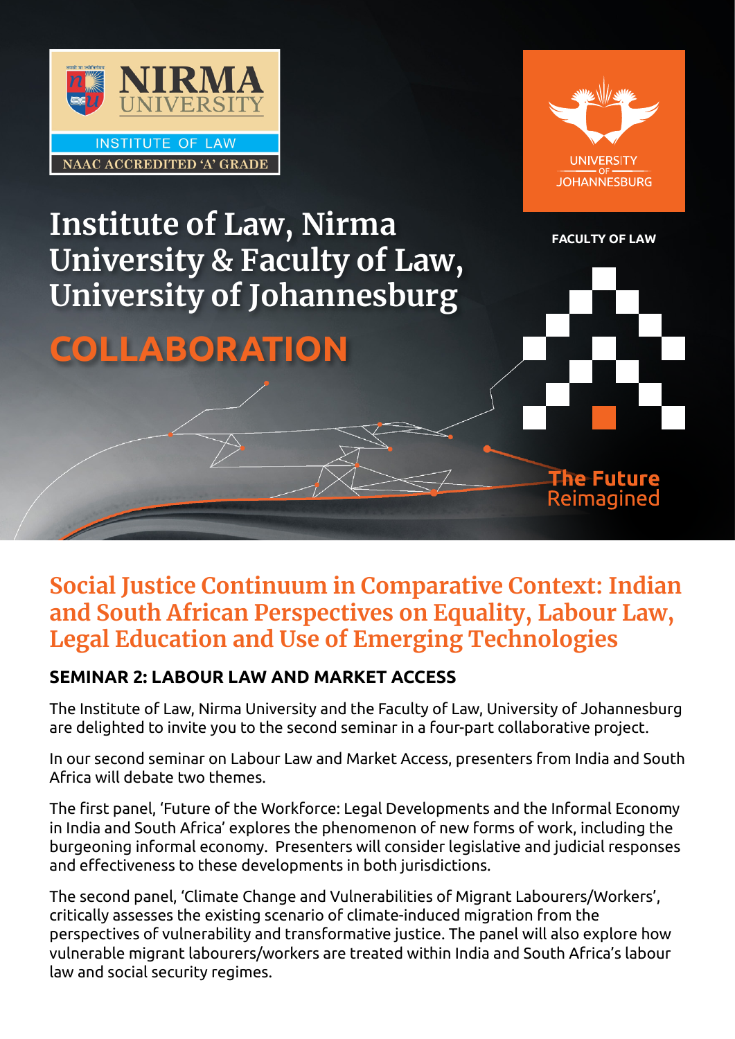NIRMA UNIVERSITY

INSTITUTE OF LAW

NAAC ACCREDITED 'A' GRADE

UNIVERSITY OF JOHANNESBURG

FACULTY OF LAW

# Institute of Law, Nirma University & Faculty of Law, University of Johannesburg

# COLLABORATION

**The Future** Reimagined

## Social Justice Continuum in Comparative Context: Indian and South African Perspectives on Equality, Labour Law, Legal Education and Use of Emerging Technologies

### SEMINAR 2: LABOUR LAW AND MARKET ACCESS

The Institute of Law, Nirma University and the Faculty of Law, University of Johannesburg are delighted to invite you to the second seminar in a four-part collaborative project.

In our second seminar on Labour Law and Market Access, presenters from India and South Africa will debate two themes.

The first panel, 'Future of the Workforce: Legal Developments and the Informal Economy in India and South Africa' explores the phenomenon of new forms of work, including the burgeoning informal economy. Presenters will consider legislative and judicial responses and effectiveness to these developments in both jurisdictions.

The second panel, 'Climate Change and Vulnerabilities of Migrant Labourers/Workers', critically assesses the existing scenario of climate-induced migration from the perspectives of vulnerability and transformative justice. The panel will also explore how vulnerable migrant labourers/workers are treated within India and South Africa's labour law and social security regimes.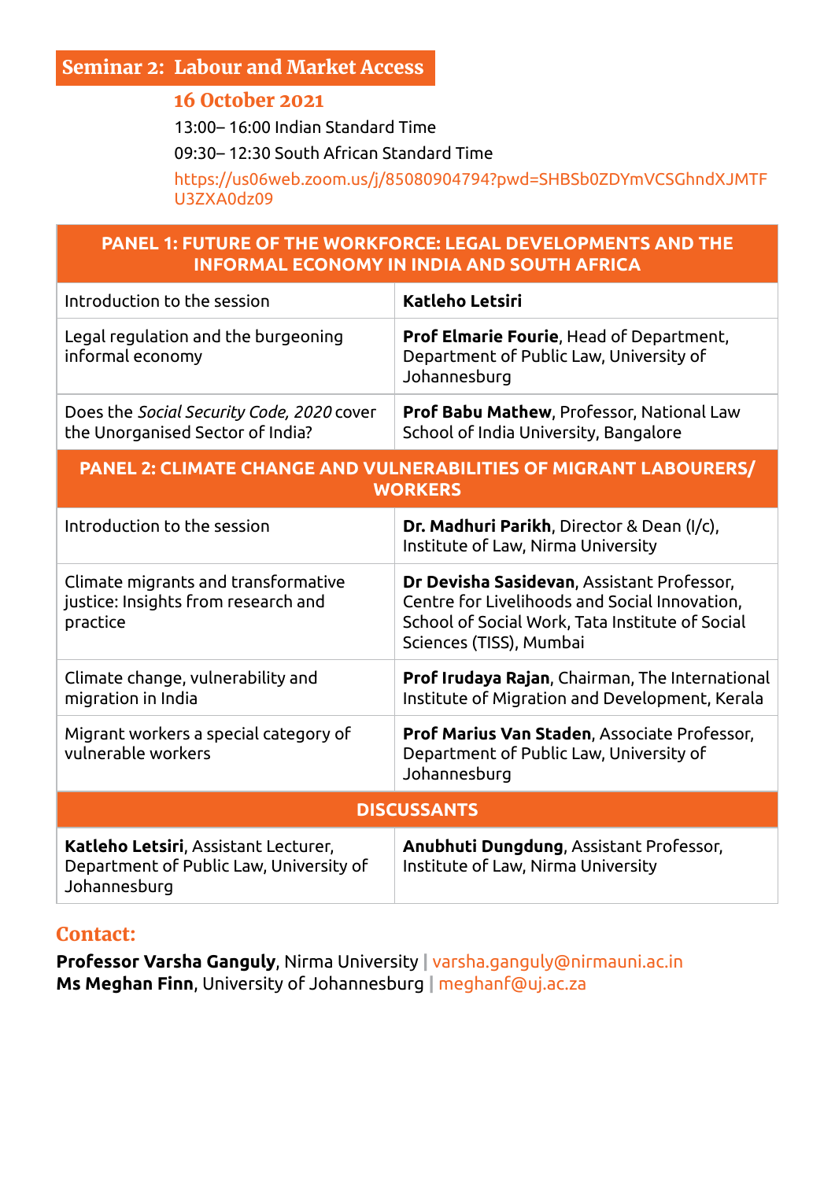## Seminar 2: Labour and Market Access

### 16 October 2021

13:00– 16:00 Indian Standard Time

09:30– 12:30 South African Standard Time

https://us06web.zoom.us/j/85080904794?pwd=SHBSb0ZDYmVCSGhndXJMTFU3ZXA0dz09

| PANEL 1: FUTURE OF THE WORKFORCE: LEGAL DEVELOPMENTS AND THE INFORMAL ECONOMY IN INDIA AND SOUTH AFRICA | |
|---|---|
| Introduction to the session | **Katleho Letsiri** |
| Legal regulation and the burgeoning informal economy | **Prof Elmarie Fourie**, Head of Department, Department of Public Law, University of Johannesburg |
| Does the *Social Security Code, 2020* cover the Unorganised Sector of India? | **Prof Babu Mathew**, Professor, National Law School of India University, Bangalore |
| **PANEL 2: CLIMATE CHANGE AND VULNERABILITIES OF MIGRANT LABOURERS/ WORKERS** | |
| Introduction to the session | **Dr. Madhuri Parikh**, Director & Dean (I/c), Institute of Law, Nirma University |
| Climate migrants and transformative justice: Insights from research and practice | **Dr Devisha Sasidevan**, Assistant Professor, Centre for Livelihoods and Social Innovation, School of Social Work, Tata Institute of Social Sciences (TISS), Mumbai |
| Climate change, vulnerability and migration in India | **Prof Irudaya Rajan**, Chairman, The International Institute of Migration and Development, Kerala |
| Migrant workers a special category of vulnerable workers | **Prof Marius Van Staden**, Associate Professor, Department of Public Law, University of Johannesburg |
| **DISCUSSANTS** | |
| **Katleho Letsiri**, Assistant Lecturer, Department of Public Law, University of Johannesburg | **Anubhuti Dungdung**, Assistant Professor, Institute of Law, Nirma University |

### Contact:

**Professor Varsha Ganguly**, Nirma University | varsha.ganguly@nirmauni.ac.in
**Ms Meghan Finn**, University of Johannesburg | meghanf@uj.ac.za